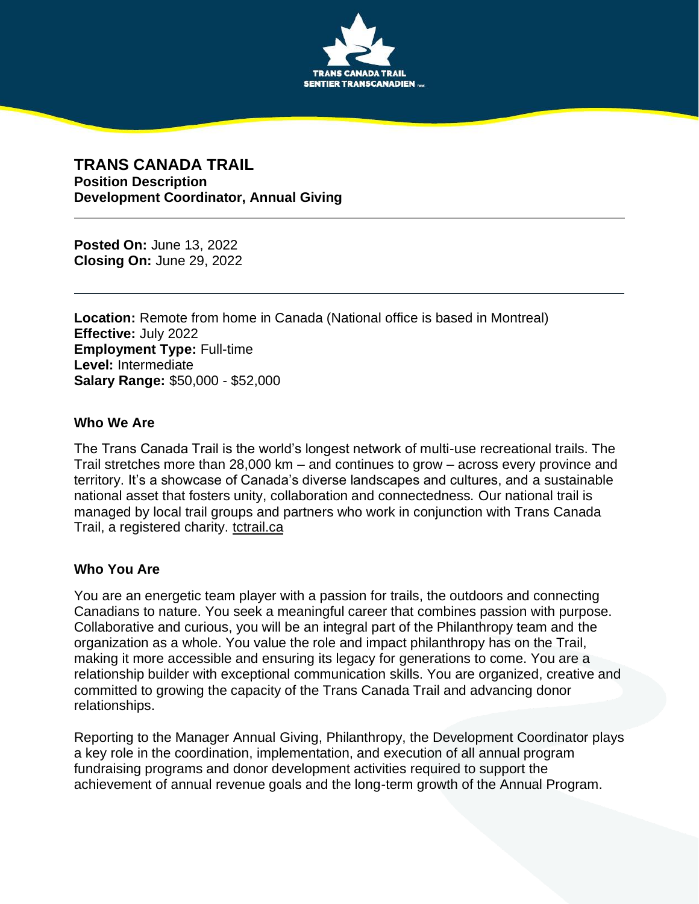# TRANS CANADA TRAIL

**Position Description**
**Development Coordinator, Annual Giving**

---

**Posted On:** June 13, 2022
**Closing On:** June 29, 2022

---

**Location:** Remote from home in Canada (National office is based in Montreal)
**Effective:** July 2022
**Employment Type:** Full-time
**Level:** Intermediate
**Salary Range:** $50,000 - $52,000

## Who We Are

The Trans Canada Trail is the world's longest network of multi-use recreational trails. The Trail stretches more than 28,000 km – and continues to grow – across every province and territory. It's a showcase of Canada's diverse landscapes and cultures, and a sustainable national asset that fosters unity, collaboration and connectedness. Our national trail is managed by local trail groups and partners who work in conjunction with Trans Canada Trail, a registered charity. tctrail.ca

## Who You Are

You are an energetic team player with a passion for trails, the outdoors and connecting Canadians to nature. You seek a meaningful career that combines passion with purpose. Collaborative and curious, you will be an integral part of the Philanthropy team and the organization as a whole. You value the role and impact philanthropy has on the Trail, making it more accessible and ensuring its legacy for generations to come. You are a relationship builder with exceptional communication skills. You are organized, creative and committed to growing the capacity of the Trans Canada Trail and advancing donor relationships.

Reporting to the Manager Annual Giving, Philanthropy, the Development Coordinator plays a key role in the coordination, implementation, and execution of all annual program fundraising programs and donor development activities required to support the achievement of annual revenue goals and the long-term growth of the Annual Program.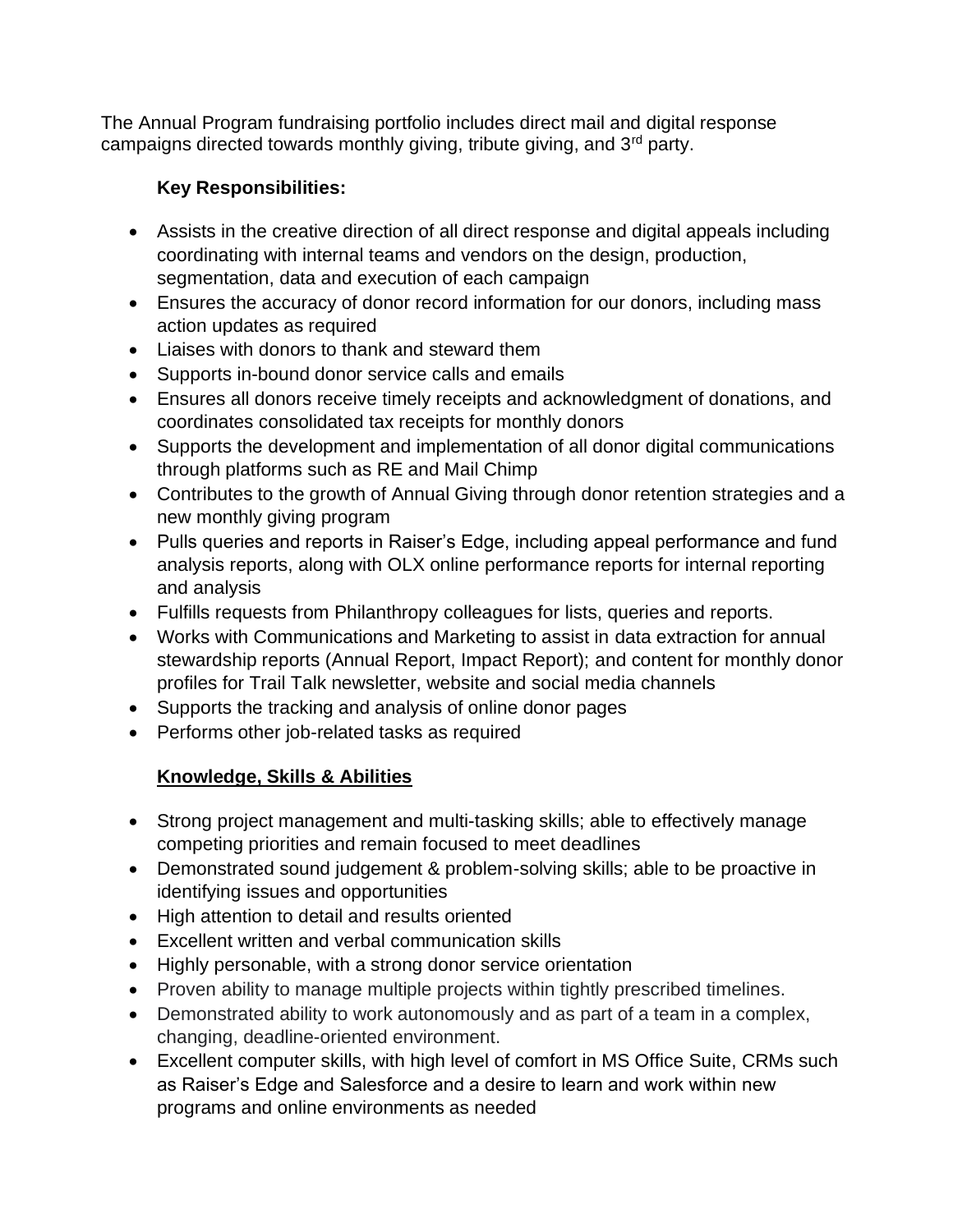The Annual Program fundraising portfolio includes direct mail and digital response campaigns directed towards monthly giving, tribute giving, and 3rd party.

**Key Responsibilities:**

- Assists in the creative direction of all direct response and digital appeals including coordinating with internal teams and vendors on the design, production, segmentation, data and execution of each campaign
- Ensures the accuracy of donor record information for our donors, including mass action updates as required
- Liaises with donors to thank and steward them
- Supports in-bound donor service calls and emails
- Ensures all donors receive timely receipts and acknowledgment of donations, and coordinates consolidated tax receipts for monthly donors
- Supports the development and implementation of all donor digital communications through platforms such as RE and Mail Chimp
- Contributes to the growth of Annual Giving through donor retention strategies and a new monthly giving program
- Pulls queries and reports in Raiser's Edge, including appeal performance and fund analysis reports, along with OLX online performance reports for internal reporting and analysis
- Fulfills requests from Philanthropy colleagues for lists, queries and reports.
- Works with Communications and Marketing to assist in data extraction for annual stewardship reports (Annual Report, Impact Report); and content for monthly donor profiles for Trail Talk newsletter, website and social media channels
- Supports the tracking and analysis of online donor pages
- Performs other job-related tasks as required

**Knowledge, Skills & Abilities**

- Strong project management and multi-tasking skills; able to effectively manage competing priorities and remain focused to meet deadlines
- Demonstrated sound judgement & problem-solving skills; able to be proactive in identifying issues and opportunities
- High attention to detail and results oriented
- Excellent written and verbal communication skills
- Highly personable, with a strong donor service orientation
- Proven ability to manage multiple projects within tightly prescribed timelines.
- Demonstrated ability to work autonomously and as part of a team in a complex, changing, deadline-oriented environment.
- Excellent computer skills, with high level of comfort in MS Office Suite, CRMs such as Raiser's Edge and Salesforce and a desire to learn and work within new programs and online environments as needed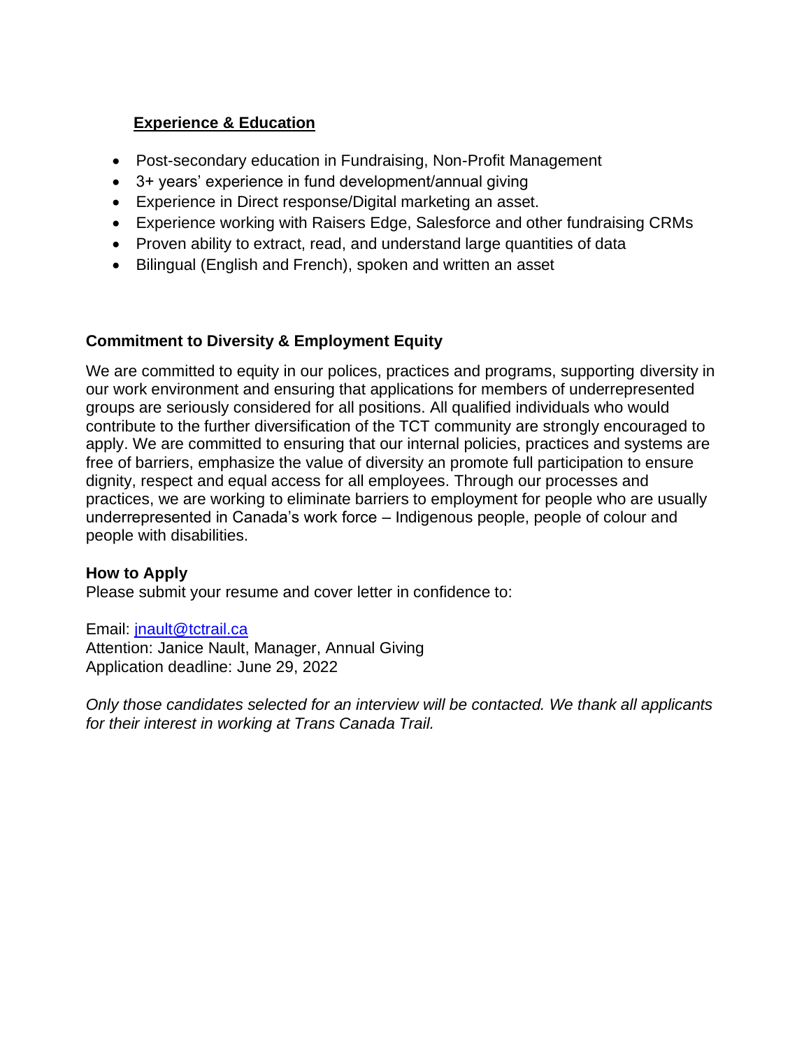## Experience & Education

- Post-secondary education in Fundraising, Non-Profit Management
- 3+ years' experience in fund development/annual giving
- Experience in Direct response/Digital marketing an asset.
- Experience working with Raisers Edge, Salesforce and other fundraising CRMs
- Proven ability to extract, read, and understand large quantities of data
- Bilingual (English and French), spoken and written an asset

## Commitment to Diversity & Employment Equity

We are committed to equity in our polices, practices and programs, supporting diversity in our work environment and ensuring that applications for members of underrepresented groups are seriously considered for all positions. All qualified individuals who would contribute to the further diversification of the TCT community are strongly encouraged to apply. We are committed to ensuring that our internal policies, practices and systems are free of barriers, emphasize the value of diversity an promote full participation to ensure dignity, respect and equal access for all employees. Through our processes and practices, we are working to eliminate barriers to employment for people who are usually underrepresented in Canada's work force – Indigenous people, people of colour and people with disabilities.

## How to Apply

Please submit your resume and cover letter in confidence to:

Email: jnault@tctrail.ca
Attention: Janice Nault, Manager, Annual Giving
Application deadline: June 29, 2022

*Only those candidates selected for an interview will be contacted. We thank all applicants for their interest in working at Trans Canada Trail.*